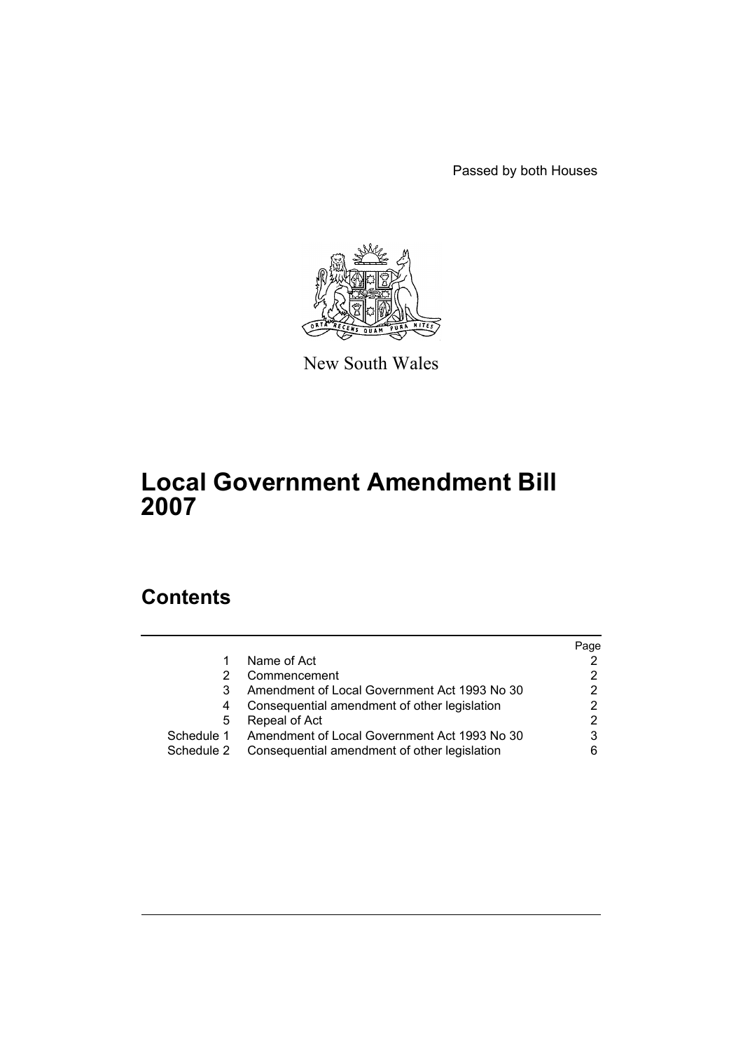Passed by both Houses

New South Wales

# Local Government Amendment Bill 2007

## Contents

| | | Page |
|---|---|---|
| 1 | Name of Act | 2 |
| 2 | Commencement | 2 |
| 3 | Amendment of Local Government Act 1993 No 30 | 2 |
| 4 | Consequential amendment of other legislation | 2 |
| 5 | Repeal of Act | 2 |
| Schedule 1 | Amendment of Local Government Act 1993 No 30 | 3 |
| Schedule 2 | Consequential amendment of other legislation | 6 |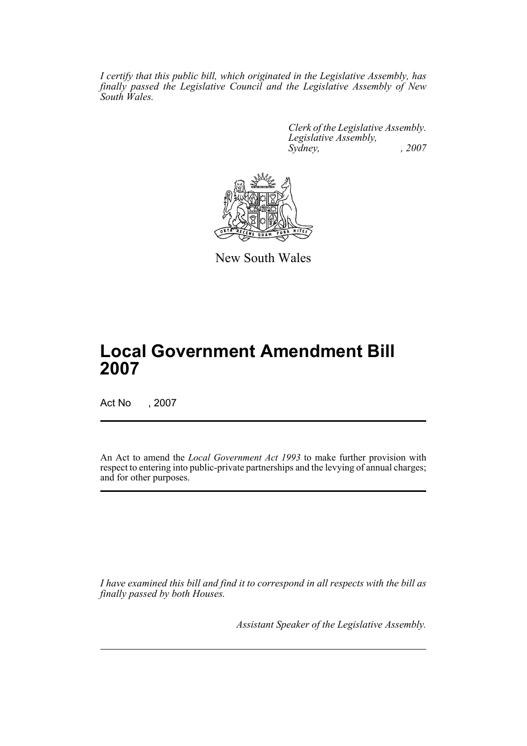*I certify that this public bill, which originated in the Legislative Assembly, has finally passed the Legislative Council and the Legislative Assembly of New South Wales.*

*Clerk of the Legislative Assembly.*
*Legislative Assembly,*
*Sydney, , 2007*

New South Wales

# Local Government Amendment Bill 2007

Act No , 2007

An Act to amend the *Local Government Act 1993* to make further provision with respect to entering into public-private partnerships and the levying of annual charges; and for other purposes.

*I have examined this bill and find it to correspond in all respects with the bill as finally passed by both Houses.*

*Assistant Speaker of the Legislative Assembly.*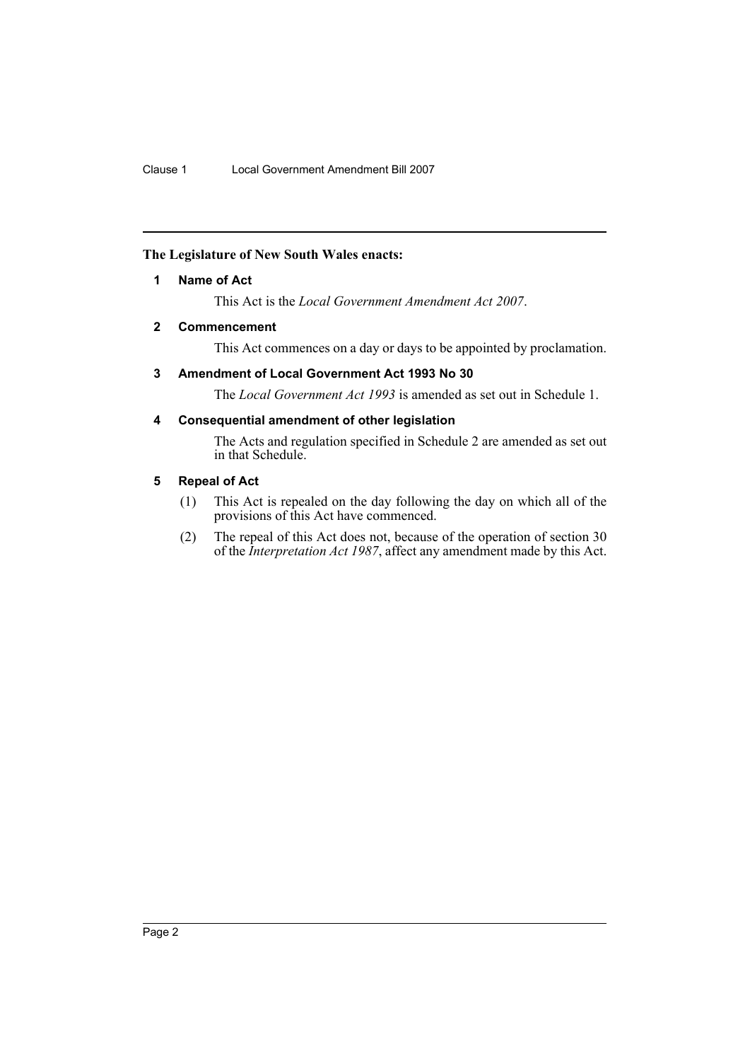**The Legislature of New South Wales enacts:**

### 1 Name of Act

This Act is the *Local Government Amendment Act 2007*.

### 2 Commencement

This Act commences on a day or days to be appointed by proclamation.

### 3 Amendment of Local Government Act 1993 No 30

The *Local Government Act 1993* is amended as set out in Schedule 1.

### 4 Consequential amendment of other legislation

The Acts and regulation specified in Schedule 2 are amended as set out in that Schedule.

### 5 Repeal of Act

(1) This Act is repealed on the day following the day on which all of the provisions of this Act have commenced.

(2) The repeal of this Act does not, because of the operation of section 30 of the *Interpretation Act 1987*, affect any amendment made by this Act.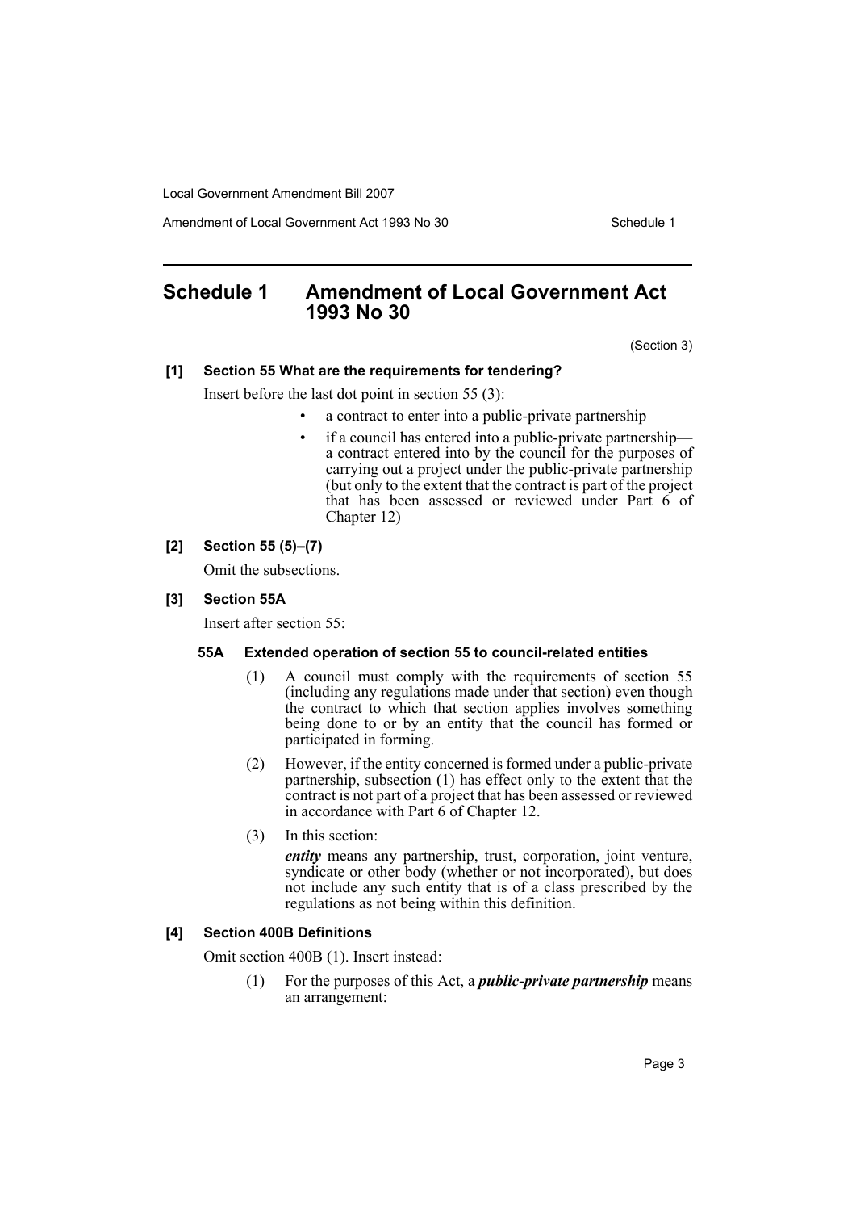# Schedule 1 Amendment of Local Government Act 1993 No 30

(Section 3)

**[1] Section 55 What are the requirements for tendering?**

Insert before the last dot point in section 55 (3):

- a contract to enter into a public-private partnership
- if a council has entered into a public-private partnership—a contract entered into by the council for the purposes of carrying out a project under the public-private partnership (but only to the extent that the contract is part of the project that has been assessed or reviewed under Part 6 of Chapter 12)

**[2] Section 55 (5)–(7)**

Omit the subsections.

**[3] Section 55A**

Insert after section 55:

**55A Extended operation of section 55 to council-related entities**

(1) A council must comply with the requirements of section 55 (including any regulations made under that section) even though the contract to which that section applies involves something being done to or by an entity that the council has formed or participated in forming.

(2) However, if the entity concerned is formed under a public-private partnership, subsection (1) has effect only to the extent that the contract is not part of a project that has been assessed or reviewed in accordance with Part 6 of Chapter 12.

(3) In this section:

***entity*** means any partnership, trust, corporation, joint venture, syndicate or other body (whether or not incorporated), but does not include any such entity that is of a class prescribed by the regulations as not being within this definition.

**[4] Section 400B Definitions**

Omit section 400B (1). Insert instead:

(1) For the purposes of this Act, a ***public-private partnership*** means an arrangement: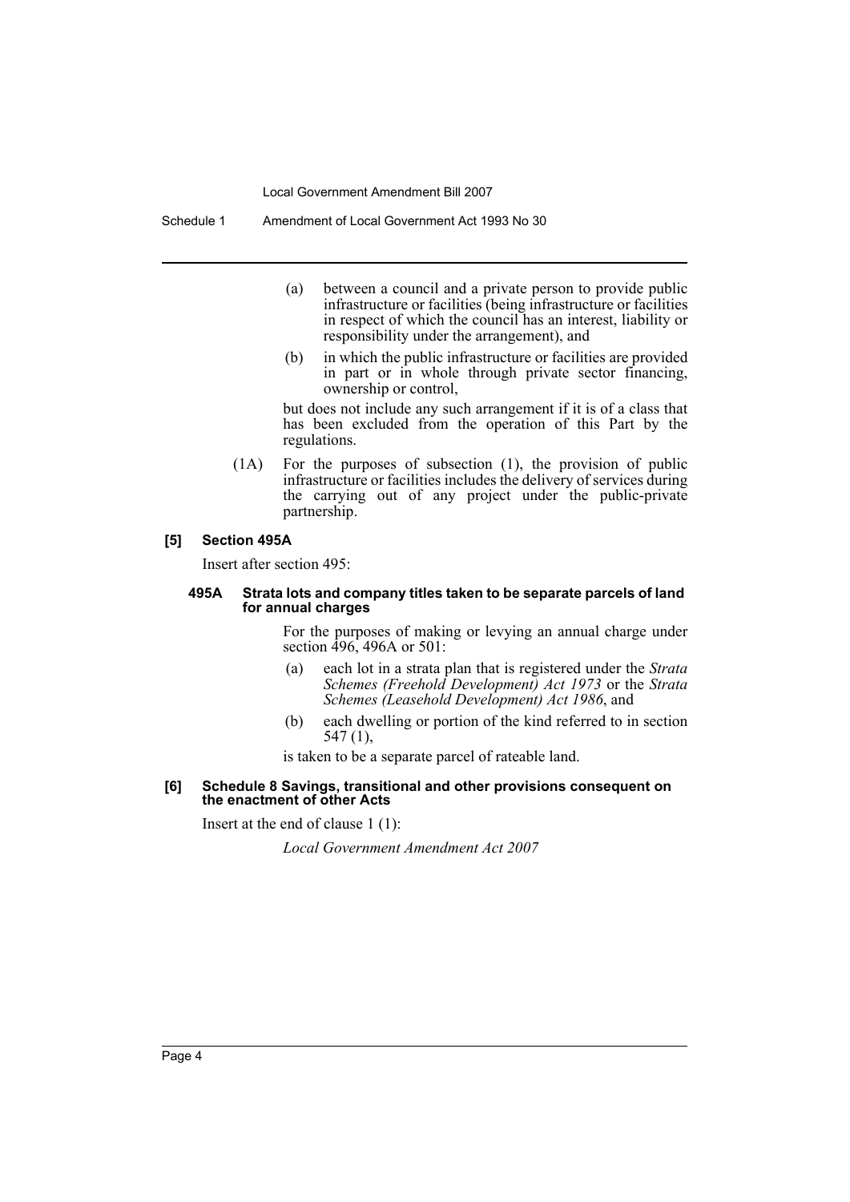(a) between a council and a private person to provide public infrastructure or facilities (being infrastructure or facilities in respect of which the council has an interest, liability or responsibility under the arrangement), and

(b) in which the public infrastructure or facilities are provided in part or in whole through private sector financing, ownership or control,

but does not include any such arrangement if it is of a class that has been excluded from the operation of this Part by the regulations.

(1A) For the purposes of subsection (1), the provision of public infrastructure or facilities includes the delivery of services during the carrying out of any project under the public-private partnership.

### [5] Section 495A

Insert after section 495:

#### 495A Strata lots and company titles taken to be separate parcels of land for annual charges

For the purposes of making or levying an annual charge under section 496, 496A or 501:

(a) each lot in a strata plan that is registered under the *Strata Schemes (Freehold Development) Act 1973* or the *Strata Schemes (Leasehold Development) Act 1986*, and

(b) each dwelling or portion of the kind referred to in section 547 (1),

is taken to be a separate parcel of rateable land.

### [6] Schedule 8 Savings, transitional and other provisions consequent on the enactment of other Acts

Insert at the end of clause 1 (1):

*Local Government Amendment Act 2007*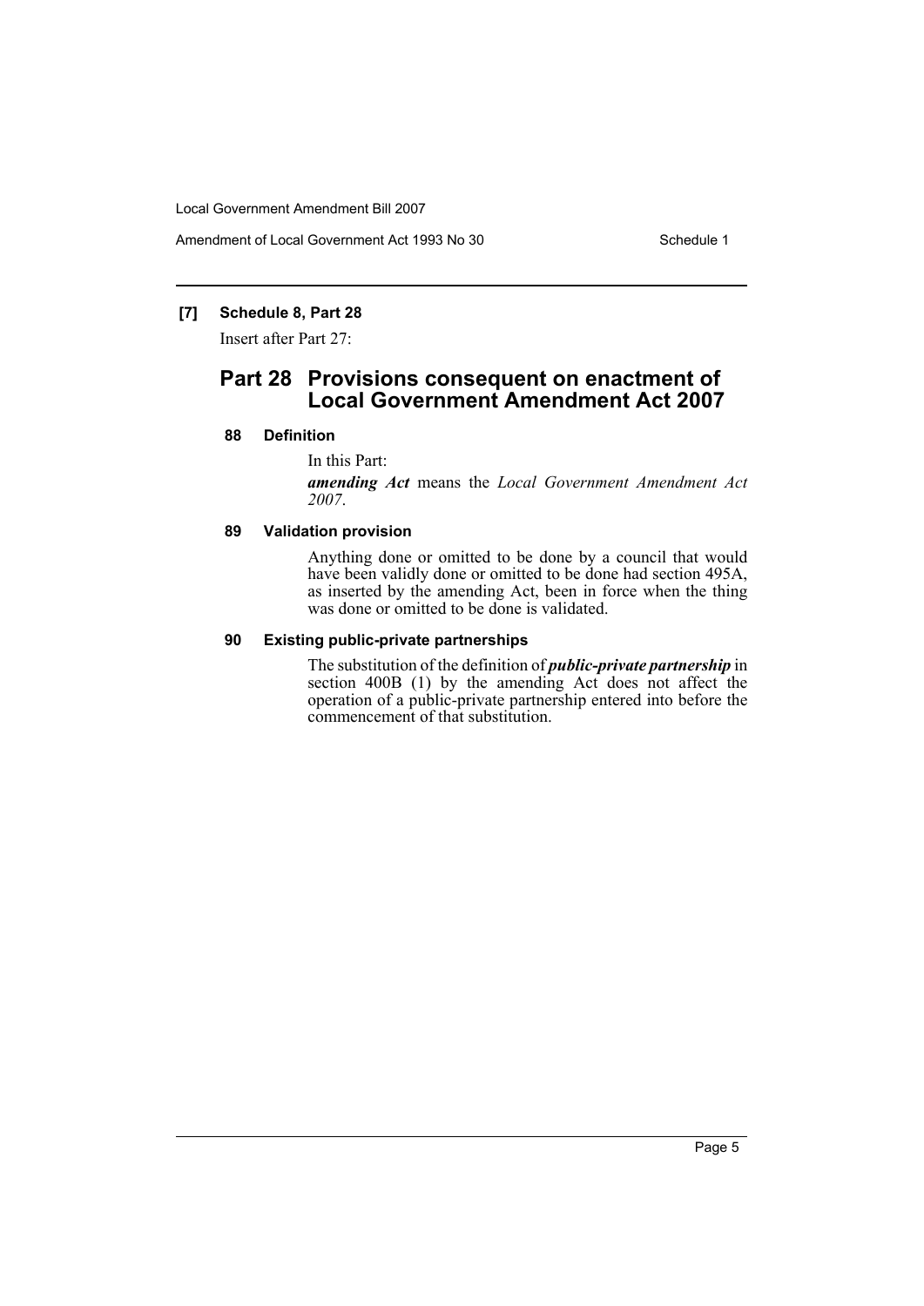### [7] Schedule 8, Part 28

Insert after Part 27:

## Part 28 Provisions consequent on enactment of Local Government Amendment Act 2007

### 88 Definition

In this Part:

***amending Act*** means the *Local Government Amendment Act 2007*.

### 89 Validation provision

Anything done or omitted to be done by a council that would have been validly done or omitted to be done had section 495A, as inserted by the amending Act, been in force when the thing was done or omitted to be done is validated.

### 90 Existing public-private partnerships

The substitution of the definition of ***public-private partnership*** in section 400B (1) by the amending Act does not affect the operation of a public-private partnership entered into before the commencement of that substitution.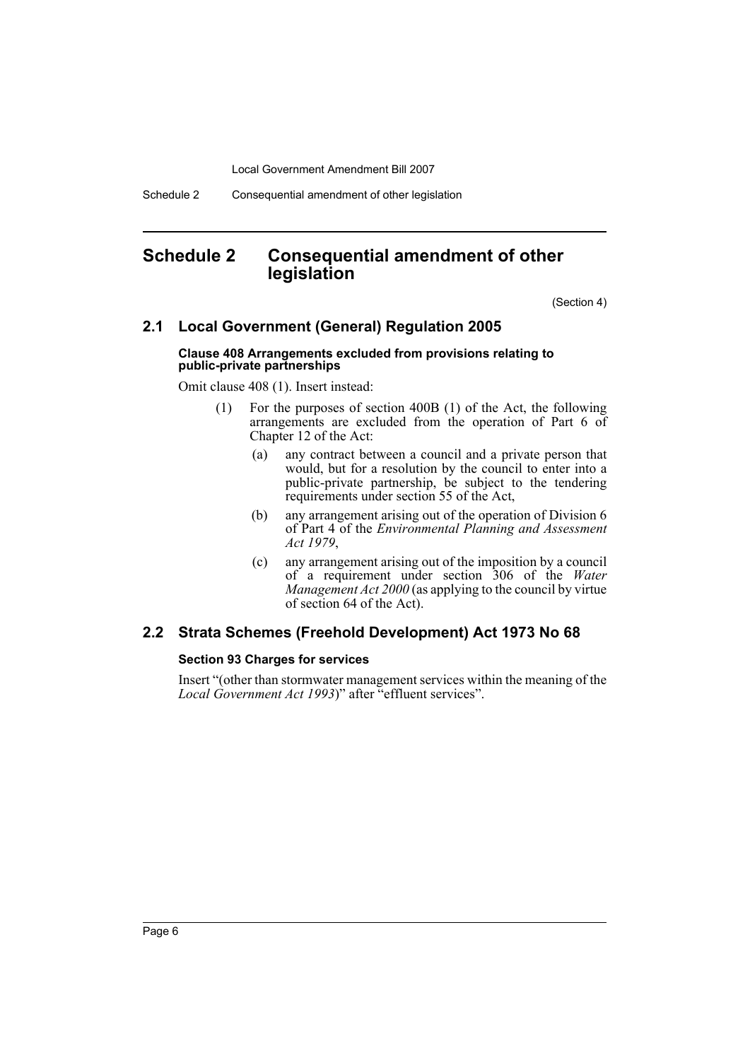# Schedule 2 Consequential amendment of other legislation

(Section 4)

## 2.1 Local Government (General) Regulation 2005

### Clause 408 Arrangements excluded from provisions relating to public-private partnerships

Omit clause 408 (1). Insert instead:

(1) For the purposes of section 400B (1) of the Act, the following arrangements are excluded from the operation of Part 6 of Chapter 12 of the Act:

(a) any contract between a council and a private person that would, but for a resolution by the council to enter into a public-private partnership, be subject to the tendering requirements under section 55 of the Act,

(b) any arrangement arising out of the operation of Division 6 of Part 4 of the *Environmental Planning and Assessment Act 1979*,

(c) any arrangement arising out of the imposition by a council of a requirement under section 306 of the *Water Management Act 2000* (as applying to the council by virtue of section 64 of the Act).

## 2.2 Strata Schemes (Freehold Development) Act 1973 No 68

### Section 93 Charges for services

Insert "(other than stormwater management services within the meaning of the *Local Government Act 1993*)" after "effluent services".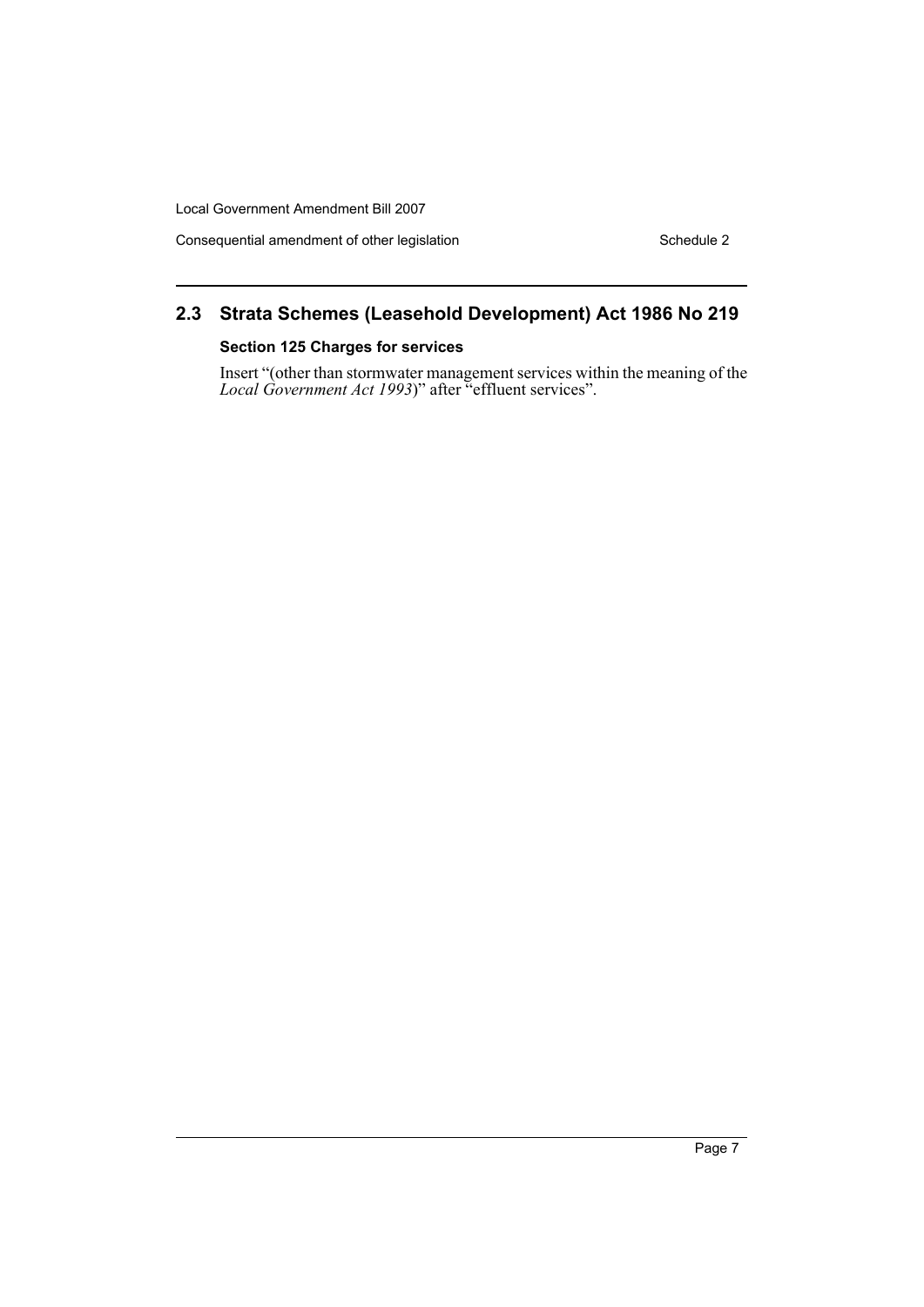## 2.3 Strata Schemes (Leasehold Development) Act 1986 No 219

### Section 125 Charges for services

Insert "(other than stormwater management services within the meaning of the *Local Government Act 1993*)" after "effluent services".